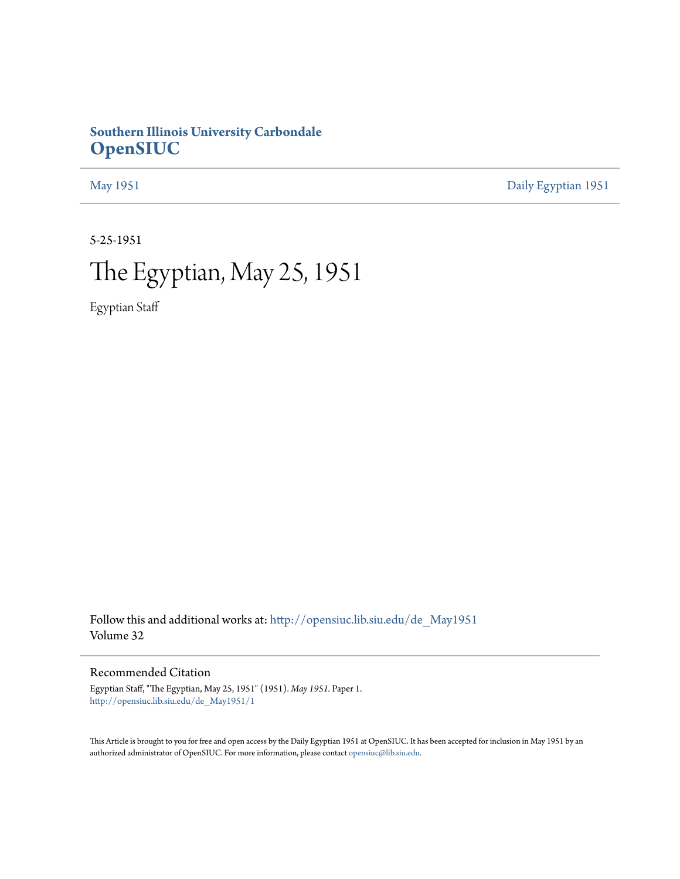**Southern Illinois University Carbondale**
## OpenSIUC

May 1951 | Daily Egyptian 1951

5-25-1951

# The Egyptian, May 25, 1951

Egyptian Staff

Follow this and additional works at: http://opensiuc.lib.siu.edu/de_May1951
Volume 32

### Recommended Citation

Egyptian Staff, "The Egyptian, May 25, 1951" (1951). *May 1951.* Paper 1.
http://opensiuc.lib.siu.edu/de_May1951/1

This Article is brought to you for free and open access by the Daily Egyptian 1951 at OpenSIUC. It has been accepted for inclusion in May 1951 by an authorized administrator of OpenSIUC. For more information, please contact opensiuc@lib.siu.edu.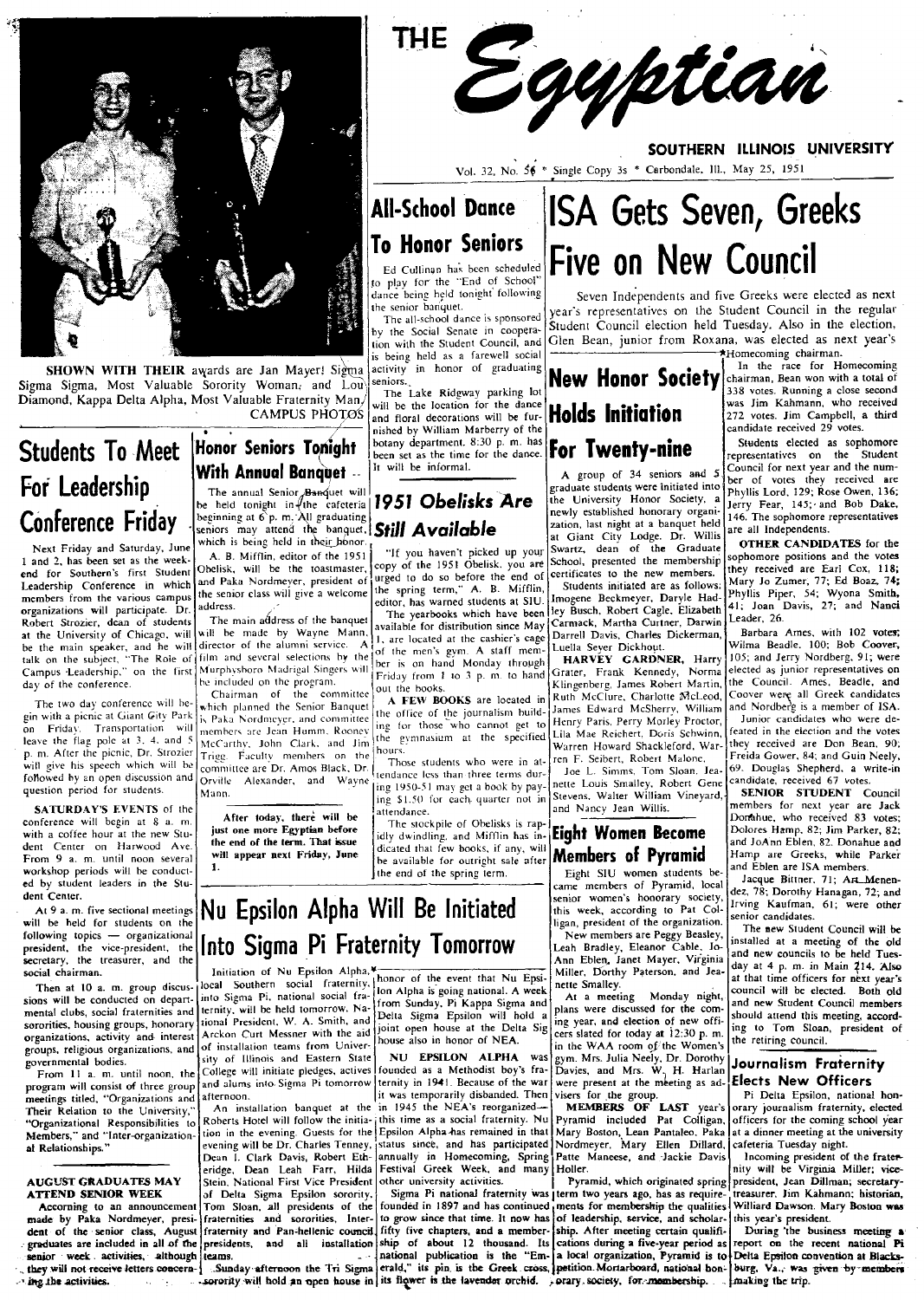# THE Egyptian

**SOUTHERN ILLINOIS UNIVERSITY**

Vol. 32, No. 56 * Single Copy 3s * Carbondale, Ill., May 25, 1951

**SHOWN WITH THEIR** awards are Jan Mayer! Sigma Sigma Sigma, Most Valuable Sorority Woman, and Lou Diamond, Kappa Delta Alpha, Most Valuable Fraternity Man. CAMPUS PHOTOS

## All-School Dance To Honor Seniors

Ed Cullinan has been scheduled to play for the "End of School" dance being held tonight following the senior banquet.

The all-school dance is sponsored by the Social Senate in cooperation with the Student Council, and is being held as a farewell social activity in honor of graduating seniors.

The Lake Ridgway parking lot will be the location for the dance and floral decorations will be furnished by William Marberry of the botany department. 8:30 p. m. has been set as the time for the dance. It will be informal.

## ISA Gets Seven, Greeks Five on New Council

Seven Independents and five Greeks were elected as next year's representatives on the Student Council in the regular Student Council election held Tuesday. Also in the election, Glen Bean, junior from Roxana, was elected as next year's Homecoming chairman.

In the race for Homecoming chairman, Bean won with a total of 338 votes. Running a close second was Jim Kahmann, who received 272 votes. Jim Campbell, a third candidate received 29 votes.

Students elected as sophomore representatives on the Student Council for next year and the number of votes they received are Phyllis Lord, 129; Rose Owen, 136; Jerry Fear, 145; and Bob Dake, 146. The sophomore representatives are all Independents.

**OTHER CANDIDATES** for the sophomore positions and the votes they received are Earl Cox, 118; Mary Jo Zumer, 77; Ed Boaz, 74; Phyllis Piper, 54; Wyona Smith, 41; Joan Davis, 27; and Nanci Leader, 26.

Barbara Ames, with 102 votes; Wilma Beadle, 100; Bob Coover, 105; and Jerry Nordberg, 91; were elected as junior representatives on the Council. Ames, Beadle, and Coover were all Greek candidates and Nordberg is a member of ISA.

Junior candidates who were defeated in the election and the votes they received are Don Bean, 90; Freida Gower, 84; and Guin Neely, 69. Douglas Shepherd, a write-in candidate, received 67 votes.

**SENIOR STUDENT** Council members for next year are Jack Donahue, who received 83 votes; Dolores Hamp, 82; Jim Parker, 82; and JoAnn Eblen, 82. Donahue and Hamp are Greeks, while Parker and Eblen are ISA members.

Jacque Bittner, 71; Art Menendez, 78; Dorothy Hanagan, 72; and Irving Kaufman, 61; were other senior candidates.

The new Student Council will be installed at a meeting of the old and new councils to be held Tuesday at 4 p. m. in Main 214. Also at that time officers for next year's council will be elected. Both old and new Student Council members should attend this meeting, according to Tom Sloan, president of the retiring council.

## Students To Meet For Leadership Conference Friday

Next Friday and Saturday, June 1 and 2, has been set as the weekend for Southern's first Student Leadership Conference in which members from the various campus organizations will participate. Dr. Robert Strozier, dean of students at the University of Chicago, will be the main speaker, and he will talk on the subject, "The Role of Campus Leadership," on the first day of the conference.

The two day conference will begin with a picnic at Giant City Park on Friday. Transportation will leave the flag pole at 3, 4, and 5 p. m. After the picnic, Dr. Strozier will give his speech which will be followed by an open discussion and question period for students.

**SATURDAY'S EVENTS** of the conference will begin at 8 a. m. with a coffee hour at the new Student Center on Harwood Ave. From 9 a. m. until noon several workshop periods will be conducted by student leaders in the Student Center.

At 9 a. m. five sectional meetings will be held for students on the following topics — organizational president, the vice-president, the secretary, the treasurer, and the social chairman.

Then at 10 a. m. group discussions will be conducted on departmental clubs, social fraternities and sororities, housing groups, honorary organizations, activity and interest groups, religious organizations, and governmental bodies.

From 11 a. m. until noon, the program will consist of three group meetings titled, "Organizations and Their Relation to the University," "Organizational Responsibilities to Members," and "Inter-organizational Relationships."

### AUGUST GRADUATES MAY ATTEND SENIOR WEEK

According to an announcement made by Paka Nordmeyer, president of the senior class, August graduates are included in all of the senior week activities, although they will not receive letters concerning the activities.

## Honor Seniors Tonight With Annual Banquet

The annual Senior Banquet will be held tonight in the cafeteria beginning at 6 p. m. All graduating seniors may attend the banquet, which is being held in their honor.

A. B. Mifflin, editor of the 1951 Obelisk, will be the toastmaster, and Paka Nordmeyer, president of the senior class will give a welcome address.

The main address of the banquet will be made by Wayne Mann, director of the alumni service. A film and several selections by the Murphysboro Madrigal Singers will be included on the program.

Chairman of the committee which planned the Senior Banquet is Paka Nordmeyer, and committee members are Jean Humm, Rooney McCarthy, John Clark, and Jim Trigg. Faculty members on the committee are Dr. Amos Black, Dr. Orville Alexander, and Wayne Mann.

**After today, there will be just one more Egyptian before the end of the term. That issue will appear next Friday, June 1.**

## 1951 Obelisks Are Still Available

"If you haven't picked up your copy of the 1951 Obelisk, you are urged to do so before the end of the spring term," A. B. Mifflin, editor, has warned students at SIU.

The yearbooks which have been available for distribution since May 1, are located at the cashier's cage of the men's gym. A staff member is on hand Monday through Friday from 1 to 3 p. m. to hand out the books.

**A FEW BOOKS** are located in the office of the journalism building for those who cannot get to the gymnasium at the specified hours.

Those students who were in attendance less than three terms during 1950-51 may get a book by paying $1.50 for each quarter not in attendance.

The stockpile of Obelisks is rapidly dwindling, and Mifflin has indicated that few books, if any, will be available for outright sale after the end of the spring term.

## New Honor Society Holds Initiation For Twenty-nine

A group of 34 seniors and 5 graduate students were initiated into the University Honor Society, a newly established honorary organization, last night at a banquet held at Giant City Lodge. Dr. Willis Swartz, dean of the Graduate School, presented the membership certificates to the new members.

Students initiated are as follows: Imogene Beckmeyer, Daryle Hadley Busch, Robert Cagle, Elizabeth Carmack, Martha Curtner, Darwin Darrell Davis, Charles Dickerman, Luella Seyer Dickhout.

**HARVEY GARDNER,** Harry Grater, Frank Kennedy, Norma Klingenberg, James Robert Martin, Ruth McClure, Charlotte McLeod, James Edward McSherry, William Henry Paris, Perry Morley Proctor, Lila Mae Reichert, Doris Schwinn, Warren Howard Shackleford, Warren F. Seibert, Robert Malone.

Joe L. Simms, Tom Sloan, Jeanette Louis Smalley, Robert Gene Stevens, Walter William Vineyard, and Nancy Jean Willis.

## Eight Women Become Members of Pyramid

Eight SIU women students became members of Pyramid, local senior women's honorary society, this week, according to Pat Colligan, president of the organization.

New members are Peggy Beasley, Leah Bradley, Eleanor Cable, JoAnn Eblen, Janet Mayer, Virginia Miller, Dorthy Paterson, and Jeanette Smalley.

At a meeting Monday night, plans were discussed for the coming year, and election of new officers slated for today at 12:30 p. m. in the WAA room of the Women's gym. Mrs. Julia Neely, Dr. Dorothy Davies, and Mrs. W. H. Harlan were present at the meeting as advisers for the group.

**MEMBERS OF LAST** year's Pyramid included Pat Colligan, Mary Boston, Lean Pantaleo, Paka Nordmeyer, Mary Ellen Dillard, Patte Maneese, and Jackie Davis Holler.

Pyramid, which originated spring term two years ago, has as requirements for membership the qualities of leadership, service, and scholarship. After meeting certain qualifications during a five-year period as a local organization, Pyramid is to petition Mortarboard, national honorary society, for membership.

## Nu Epsilon Alpha Will Be Initiated Into Sigma Pi Fraternity Tomorrow

Initiation of Nu Epsilon Alpha, local Southern social fraternity, into Sigma Pi, national social fraternity, will be held tomorrow. National President, W. A. Smith, and Arckon Curt Messner with the aid of installation teams from University of Illinois and Eastern State College will initiate pledges, actives and alums into Sigma Pi tomorrow afternoon.

An installation banquet at the Roberts Hotel will follow the initiation in the evening. Guests for the evening will be Dr. Charles Tenney, Dean I. Clark Davis, Robert Etheridge, Dean Leah Farr, Hilda Stein, National First Vice President of Delta Sigma Epsilon sorority, Tom Sloan, all presidents of the fraternities and sororities, Interfraternity and Pan-hellenic council presidents, and all installation teams.

Sunday afternoon the Tri Sigma sorority will hold an open house in honor of the event that Nu Epsilon Alpha is going national. A week from Sunday, Pi Kappa Sigma and Delta Sigma Epsilon will hold a joint open house at the Delta Sig house also in honor of NEA.

**NU EPSILON ALPHA** was founded as a Methodist boy's fraternity in 1941. Because of the war it was temporarily disbanded. Then in 1945 the NEA's reorganized—this time as a social fraternity. Nu Epsilon Alpha has remained in that status since, and has participated annually in Homecoming, Spring Festival Greek Week, and many other university activities.

Sigma Pi national fraternity was founded in 1897 and has continued to grow since that time. It now has fifty five chapters, and a membership of about 12 thousand. Its national publication is the "Emerald," its pin is the Greek cross, its flower is the lavender orchid.

## Journalism Fraternity Elects New Officers

Pi Delta Epsilon, national honorary journalism fraternity, elected officers for the coming school year at a dinner meeting at the university cafeteria Tuesday night.

Incoming president of the fraternity will be Virginia Miller; vice-president, Jean Dillman; secretary-treasurer, Jim Kahmann; historian, Williard Dawson. Mary Boston was this year's president.

During the business meeting a report on the recent national Pi Delta Epsilon convention at Blacksburg, Va., was given by members making the trip.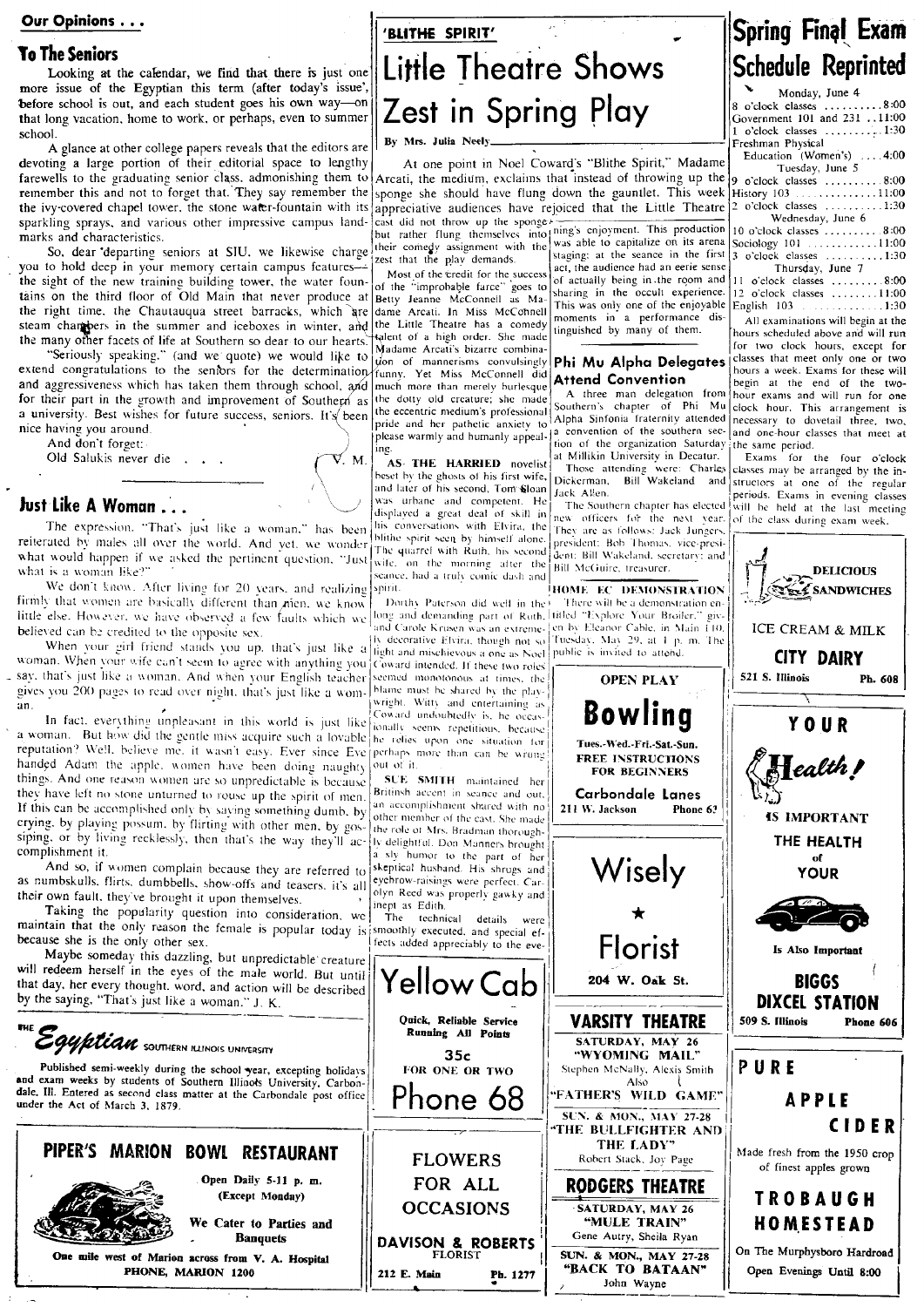## Our Opinions . . .

### To The Seniors

Looking at the calendar, we find that there is just one more issue of the Egyptian this term (after today's issue), before school is out, and each student goes his own way—on that long vacation, home to work, or perhaps, even to summer school.

A glance at other college papers reveals that the editors are devoting a large portion of their editorial space to lengthy farewells to the graduating senior class, admonishing them to remember this and not to forget that. They say remember the the ivy-covered chapel tower, the stone water-fountain with its sparkling sprays, and various other impressive campus landmarks and characteristics.

So, dear departing seniors at SIU, we likewise charge you to hold deep in your memory certain campus features—the sight of the new training building tower, the water fountains on the third floor of Old Main that never produce at the right time, the Chautauqua street barracks, which are steam chambers in the summer and iceboxes in winter, and the many other facets of life at Southern so dear to our hearts.

"Seriously speaking," (and we quote) we would like to extend congratulations to the seniors for the determination and aggressiveness which has taken them through school, and for their part in the growth and improvement of Southern as a university. Best wishes for future success, seniors. It's been nice having you around.

And don't forget:

Old Salukis never die . . .

V. M.

### Just Like A Woman . . .

The expression, "That's just like a woman," has been reiterated by males all over the world. And yet, we wonder what would happen if we asked the pertinent question, "Just what is a woman like?"

We don't know. After living for 20 years, and realizing firmly that women are basically different than men, we know little else. However, we have observed a few faults which we believed can be credited to the opposite sex.

When your girl friend stands you up, that's just like a woman. When your wife can't seem to agree with anything you say, that's just like a woman. And when your English teacher gives you 200 pages to read over night, that's just like a woman.

In fact, everything unpleasant in this world is just like a woman. But how did the gentle miss acquire such a lovable reputation? Well, believe me, it wasn't easy. Ever since Eve handed Adam the apple, women have been doing naughty things. And one reason women are so unpredictable is because they have left no stone unturned to rouse up the spirit of men. If this can be accomplished only by saying something dumb, by crying, by playing possum, by flirting with other men, by gossiping, or by living recklessly, then that's the way they'll accomplishment it.

And so, if women complain because they are referred to as numbskulls, flirts, dumbbells, show-offs and teasers, it's all their own fault, they've brought it upon themselves.

Taking the popularity question into consideration, we maintain that the only reason the female is popular today is because she is the only other sex.

Maybe someday this dazzling, but unpredictable creature will redeem herself in the eyes of the male world. But until that day, her every thought, word, and action will be described by the saying, "That's just like a woman." J. K.

**THE *Egyptian*** SOUTHERN ILLINOIS UNIVERSITY

Published semi-weekly during the school year, excepting holidays and exam weeks by students of Southern Illinois University, Carbondale, Ill. Entered as second class matter at the Carbondale post office under the Act of March 3, 1879.

**PIPER'S MARION BOWL RESTAURANT**

Open Daily 5-11 p. m. (Except Monday)

We Cater to Parties and Banquets

One mile west of Marion across from V. A. Hospital
PHONE, MARION 1200

---

'BLITHE SPIRIT'

# Little Theatre Shows Zest in Spring Play

By Mrs. Julia Neely

At one point in Noel Coward's "Blithe Spirit," Madame Arcati, the medium, exclaims that instead of throwing up the sponge she should have flung down the gauntlet. This week appreciative audiences have rejoiced that the Little Theatre cast did not throw up the sponge but rather flung themselves into their comedy assignment with the zest that the play demands.

Most of the credit for the success of the "improbable farce" goes to Betty Jeanne McConnell as Madame Arcati. In Miss McConnell the Little Theatre has a comedy talent of a high order. She made Madame Arcati's bizarre combination of mannerisms convulsingly funny. Yet Miss McConnell did much more than merely burlesque the dotty old creature; she made the eccentric medium's professional pride and her pathetic anxiety to please warmly and humanly appealing.

AS THE HARRIED novelist beset by the ghosts of his first wife, and later of his second, Tom Sloan was urbane and competent. He displayed a great deal of skill in his conversations with Elvira, the blithe spirit seen by himself alone. The quarrel with Ruth, his second wife, on the morning after the seance, had a truly comic dash and spirit.

Dorthy Paterson did well in the long and demanding part of Ruth, and Carole Krusen was an extremely decorative Elvira, though not so light and mischievous a one as Noel Coward intended. If these two roles seemed monotonous at times, the blame must be shared by the playwright. Witty and entertaining as Coward undoubtedly is, he occasionally seems repetitious, because he relies upon one situation for perhaps more than can be wrung out of it.

SUE SMITH maintained her British accent in seance and out, an accomplishment shared with no other member of the cast. She made the role of Mrs. Bradman thoroughly delightful. Don Manners brought a sly humor to the part of her skeptical husband. His shrugs and eyebrow-raisings were perfect. Carolyn Reed was properly gawky and inept as Edith.

The technical details were smoothly executed, and special effects added appreciably to the evening's enjoyment. This production was able to capitalize on its arena staging: at the seance in the first act, the audience had an eerie sense of actually being in the room and sharing in the occult experience. This was only one of the enjoyable moments in a performance distinguished by many of them.

### Phi Mu Alpha Delegates Attend Convention

A three man delegation from Southern's chapter of Phi Mu Alpha Sinfonia fraternity attended a convention of the southern section of the organization Saturday at Millikin University in Decatur.

Those attending were: Charles Dickerman, Bill Wakeland and Jack Allen.

The Southern chapter has elected new officers for the next year. They are as follows: Jack Jungers, president; Bob Thomas, vice-president; Bill Wakeland, secretary; and Bill McGuire, treasurer.

### HOME EC DEMONSTRATION

There will be a demonstration entitled "Explore Your Broiler," given by Eleanor Cable, in Main 110, Tuesday, May 29, at 1 p. m. The public is invited to attend.

**Yellow Cab**

Quick, Reliable Service
Running All Points

35c
FOR ONE OR TWO

Phone 68

**FLOWERS FOR ALL OCCASIONS**

DAVISON & ROBERTS FLORIST

212 E. Main Ph. 1277

**OPEN PLAY**

**Bowling**

Tues.-Wed.-Fri.-Sat.-Sun.
FREE INSTRUCTIONS FOR BEGINNERS

Carbondale Lanes
211 W. Jackson Phone 63

**Wisely ★ Florist**

204 W. Oak St.

**VARSITY THEATRE**

SATURDAY, MAY 26
"WYOMING MAIL"
Stephen McNally, Alexis Smith
Also
"FATHER'S WILD GAME"

SUN. & MON., MAY 27-28
"THE BULLFIGHTER AND THE LADY"
Robert Stack, Joy Page

**RODGERS THEATRE**

SATURDAY, MAY 26
"MULE TRAIN"
Gene Autry, Sheila Ryan

SUN. & MON., MAY 27-28
"BACK TO BATAAN"
John Wayne

---

# Spring Final Exam Schedule Reprinted

Monday, June 4
8 o'clock classes .......... 8:00
Government 101 and 231 .. 11:00
1 o'clock classes .......... 1:30
Freshman Physical Education (Women's) .... 4:00

Tuesday, June 5
9 o'clock classes .......... 8:00
History 103 .......... 11:00
2 o'clock classes .......... 1:30

Wednesday, June 6
10 o'clock classes .......... 8:00
Sociology 101 .......... 11:00
3 o'clock classes .......... 1:30

Thursday, June 7
11 o'clock classes .......... 8:00
12 o'clock classes .......... 11:00
English 103 .......... 1:30

All examinations will begin at the hours scheduled above and will run for two clock hours, except for classes that meet only one or two hours a week. Exams for these will begin at the end of the two-hour exams and will run for one clock hour. This arrangement is necessary to dovetail three, two, and one-hour classes that meet at the same period.

Exams for the four o'clock classes may be arranged by the instructors at one of the regular periods. Exams in evening classes will be held at the last meeting of the class during exam week.

**DELICIOUS SANDWICHES**

ICE CREAM & MILK

**CITY DAIRY**

521 S. Illinois Ph. 608

**YOUR *Health!* IS IMPORTANT**

THE HEALTH of YOUR [car] Is Also Important

**BIGGS DIXCEL STATION**

509 S. Illinois Phone 606

**PURE APPLE CIDER**

Made fresh from the 1950 crop of finest apples grown

**TROBAUGH HOMESTEAD**

On The Murphysboro Hardroad
Open Evenings Until 8:00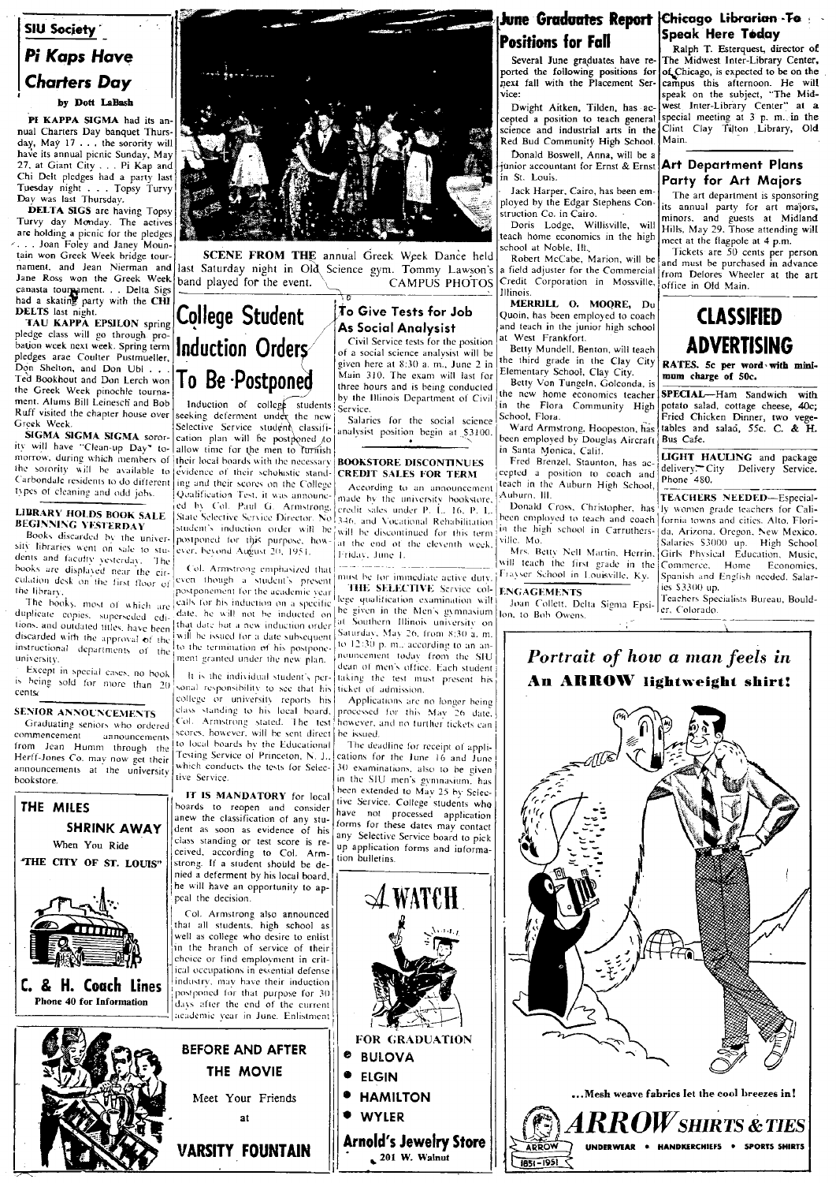## SIU Society

### Pi Kaps Have Charters Day

by Dott LaBash

**PI KAPPA SIGMA** had its annual Charters Day banquet Thursday, May 17 . . . the sorority will have its annual picnic Sunday, May 27, at Giant City . . . Pi Kap and Chi Delt pledges had a party last Tuesday night . . . Topsy Turvy Day was last Thursday.

**DELTA SIGS** are having Topsy Turvy day Monday. The actives are holding a picnic for the pledges . . . Joan Foley and Janey Mountain won Greek Week bridge tournament, and Jean Nierman and Jane Ross won the Greek Week canasta tournament. . . Delta Sigs had a skating party with the **CHI DELTS** last night.

**TAU KAPPA EPSILON** spring pledge class will go through probation week next week. Spring term pledges arae Coulter Postmueller, Don Shelton, and Don Ubl . . . Ted Bookhout and Don Lerch won the Greek Week pinochle tournament. Alums Bill Leinesch and Bob Ruff visited the chapter house over Greek Week.

**SIGMA SIGMA SIGMA** sorority will have "Clean-up Day" tomorrow, during which members of the sorority will be available to Carbondale residents to do different types of cleaning and odd jobs.

### LIBRARY HOLDS BOOK SALE BEGINNING YESTERDAY

Books discarded by the university libraries went on sale to students and faculty yesterday. The books are displayed near the circulation desk on the first floor of the library.

The books, most of which are duplicate copies, superseded editions, and outdated titles, have been discarded with the approval of the instructional departments of the university.

Except in special cases, no book is being sold for more than 20 cents.

### SENIOR ANNOUNCEMENTS

Graduating seniors who ordered commencement announcements from Jean Humm through the Herff-Jones Co. may now get their announcements at the university bookstore.

---

**THE MILES SHRINK AWAY**

When You Ride

"THE CITY OF ST. LOUIS"

**C. & H. Coach Lines**

Phone 40 for Information

---

**SCENE FROM THE** annual Greek Week Dance held last Saturday night in Old Science gym. Tommy Lawson's band played for the event. CAMPUS PHOTOS

## College Student Induction Orders To Be Postponed

Induction of college students seeking deferment under the new Selective Service student classification plan will be postponed to allow time for the men to furnish their local boards with the necessary evidence of their scholastic standing and their scores on the College Qualification Test, it was announced by Col. Paul G. Armstrong, State Selective Service Director. No student's induction order will be postponed for this purpose, however, beyond August 20, 1951.

Col. Armstrong emphasized that even though a student's present postponement for the academic year calls for his induction on a specific date, he will not be inducted on that date but a new induction order will be issued for a date subsequent to the termination of his postponement granted under the new plan.

It is the individual student's personal responsibility to see that his college or university reports his class standing to his local board, Col. Armstrong stated. The test scores, however, will be sent direct to local boards by the Educational Testing Service of Princeton, N. J., which conducts the tests for Selective Service.

**IT IS MANDATORY** for local boards to reopen and consider anew the classification of any student as soon as evidence of his class standing or test score is received, according to Col. Armstrong. If a student should be denied a deferment by his local board, he will have an opportunity to appeal the decision.

Col. Armstrong also announced that all students, high school as well as college who desire to enlist in the branch of service of their choice or find employment in critical occupations in essential defense industry, may have their induction postponed for that purpose for 30 days after the end of the current academic year in June. Enlistment must be for immediate active duty.

**THE SELECTIVE** Service college qualification examination will be given in the Men's gymnasium at Southern Illinois university on Saturday, May 26, from 8:30 a. m. to 12:30 p. m., according to an announcement today from the SIU dean of men's office. Each student taking the test must present his ticket of admission.

Applications are no longer being processed for this May 26 date, however, and no further tickets can be issued.

The deadline for receipt of applications for the June 16 and June 30 examinations, also to be given in the SIU men's gymnasium, has been extended to May 25 by Selective Service. College students who have not processed application forms for these dates may contact any Selective Service board to pick up application forms and information bulletins.

---

**BEFORE AND AFTER THE MOVIE**

Meet Your Friends at

**VARSITY FOUNTAIN**

---

### To Give Tests for Job As Social Analysist

Civil Service tests for the position of a social science analysist will be given here at 8:30 a. m., June 2 in Main 310. The exam will last for three hours and is being conducted by the Illinois Department of Civil Service.

Salaries for the social science analysist position begin at $3100.

### BOOKSTORE DISCONTINUES CREDIT SALES FOR TERM

According to an announcement made by the university bookstore, credit sales under P. L. 16, P. L. 346, and Vocational Rehabilitation will be discontinued for this term at the end of the eleventh week, Friday, June 1.

---

**A WATCH**

FOR GRADUATION

- BULOVA
- ELGIN
- HAMILTON
- WYLER

**Arnold's Jewelry Store**

201 W. Walnut

---

## June Graduates Report Positions for Fall

Several June graduates have reported the following positions for next fall with the Placement Service:

Dwight Aitken, Tilden, has accepted a position to teach general science and industrial arts in the Red Bud Community High School.

Donald Boswell, Anna, will be a junior accountant for Ernst & Ernst in St. Louis.

Jack Harper, Cairo, has been employed by the Edgar Stephens Construction Co. in Cairo.

Doris Lodge, Willisville, will teach home economics in the high school at Noble, Ill.

Robert McCabe, Marion, will be a field adjuster for the Commercial Credit Corporation in Mossville, Illinois.

**MERRILL O. MOORE**, Du Quoin, has been employed to coach and teach in the junior high school at West Frankfort.

Betty Mundell, Benton, will teach the third grade in the Clay City Elementary School, Clay City.

Betty Von Tungeln, Golconda, is the new home economics teacher in the Flora Community High School, Flora.

Ward Armstrong, Hoopeston, has been employed by Douglas Aircraft in Santa Monica, Calif.

Fred Brenzel, Staunton, has accepted a position to coach and teach in the Auburn High School, Auburn, Ill.

Donald Cross, Christopher, has been employed to teach and coach in the high school in Carruthersville, Mo.

Mrs. Betty Nell Martin, Herrin, will teach the first grade in the Frayser School in Louisville, Ky.

### ENGAGEMENTS

Joan Collett, Delta Sigma Epsilon, to Bob Owens.

---

### Chicago Librarian To Speak Here Today

Ralph T. Esterquest, director of The Midwest Inter-Library Center, of Chicago, is expected to be on the campus this afternoon. He will speak on the subject, "The Midwest Inter-Library Center" at a special meeting at 3 p. m. in the Clint Clay Tilton Library, Old Main.

### Art Department Plans Party for Art Majors

The art department is sponsoring its annual party for art majors, minors, and guests at Midland Hills, May 29. Those attending will meet at the flagpole at 4 p.m.

Tickets are 50 cents per person and must be purchased in advance from Delores Wheeler at the art office in Old Main.

## CLASSIFIED ADVERTISING

**RATES.** 5c per word with minimum charge of 50c.

**SPECIAL**—Ham Sandwich with potato salad, cottage cheese, 40c; Fried Chicken Dinner, two vegetables and salad, 55c. C. & H. Bus Cafe.

**LIGHT HAULING** and package delivery. City Delivery Service. Phone 480.

**TEACHERS NEEDED**—Especially women grade teachers for California towns and cities. Alto, Florida, Arizona, Oregon, New Mexico. Salaries $3000 up. High School Girls Physical Education, Music, Commerce, Home Economics, Spanish and English needed. Salaries $3300 up.

Teachers Specialists Bureau, Boulder, Colorado.

---

*Portrait of how a man feels in* **An ARROW lightweight shirt!**

...Mesh weave fabrics let the cool breezes in!

**ARROW SHIRTS & TIES**

UNDERWEAR • HANDKERCHIEFS • SPORTS SHIRTS

ARROW 1851–1951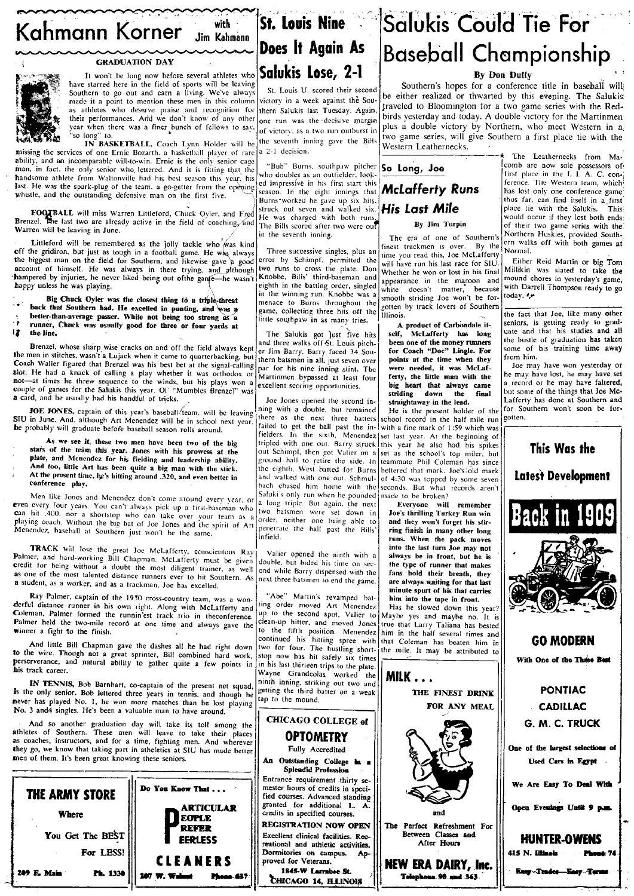# Kahmann Korner

with Jim Kahmann

### GRADUATION DAY

It won't be long now before several athletes who have starred here in the field of sports will be leaving Southern to go out and earn a living. We've always made it a point to mention these men in this column as athletes who deserve praise and recognition for their performances. And we don't know of any other year when there was a finer bunch of fellows to say, "so long" to.

**IN BASKETBALL**, Coach Lynn Holder will be missing the services of one Ernie Bozarth, a basketball player of rare ability, and an incomparable will-to-win. Ernie is the only senior cage man, in fact, the only senior who lettered. And it is fitting that the handsome athlete from Waltonville had his best season this year, his last. He was the spark-plug of the team, a go-getter from the opening whistle, and the outstanding defensive man on the first five.

**FOOTBALL** will miss Warren Littleford, Chuck Oyler, and Fred Brenzel. The last two are already active in the field of coaching, and Warren will be leaving in June.

Littleford will be remembered as the jolly tackle who was kind off the gridiron, but just as tough in a football game. He was always the biggest man on the field for Southern, and likewise gave a good account of himself. He was always in there trying, and although hampered by injuries, he never liked being out ofthe game—he wasn't happy unless he was playing.

**Big Chuck Oyler was the closest thing to a triple-threat back that Southern had. He excelled in punting, and was a better-than-average passer. While not being too strong as a runner, Chuck was usually good for three or four yards at the line.**

Brenzel, whose sharp wise cracks on and off the field always kept the men in stitches, wasn't a Lujack when it came to quarterbacking, but Coach Waller figured that Brenzel was his best bet at the signal-calling slot. He had a knack of calling a play whether it was orthodox or not—at times he threw sequence to the winds, but his plays won a couple of games for the Salukis this year. Ol' "Mumbles Brenzel" was a card, and he usually had his handful of tricks.

**JOE JONES**, captain of this year's baseball team, will be leaving SIU in June. And, although Art Menendez will be in school next year, he probably will graduate before baseball season rolls around.

**As we see it, these two men have been two of the big stars of the team this year. Jones with his prowess at the plate, and Menendez for his fielding and leadership ability. And too, little Art has been quite a big man with the stick. At the present time, he's hitting around .320, and even better in conference play.**

Men like Jones and Menendez don't come around every year, or even every four years. You can't always pick up a first-baseman who can hit .400, nor a shortstop who can take over your team as a playing coach. Without the big bat of Joe Jones and the spirit of Art Menendez, baseball at Southern just won't be the same.

**TRACK** will lose the great Joe McLafferty, conscientous Ray Palmer, and hard-working Bill Chapman. McLafferty must be given credit for being without a doubt the most diligent trainer, as well as one of the most talented distance runners ever to hit Southern. As a student, as a worker, and as a trackman, Joe has excelled.

Ray Palmer, captain of the 1950 cross-country team, was a wonderful distance runner in his own right. Along with McLafferty and Coleman, Palmer formed the runnin'est track trio in theconference. Palmer held the two-mile record at one time and always gave the winner a fight to the finish.

And little Bill Chapman gave the dashes all he had right down to the wire. Though not a great sprinter, Bill combined hard work, perserverance, and natural ability to gather quite a few points in his track career.

**IN TENNIS**, Bob Barnhart, co-captain of the present net squad, is the only senior. Bob lettered three years in tennis, and though he never has played No. 1, he won more matches than he lost playing No. 3 and4 singles. He's been a valuable man to have around.

And so another graduation day will take its toll among the athletes of Southern. These men will leave to take their places as coaches, instructors, and for a time, fighting men. And wherever they go, we know that taking part in athletics at SIU has made better men of them. It's been great knowing these seniors.

---

**THE ARMY STORE**

Where

You Get The BEST

For LESS!

209 E. Main — Ph. 1330

---

Do You Know That . . .

**P**ARTICULAR
**P**EOPLE
**P**REFER
**P**EERLESS

**CLEANERS**

207 W. Walnut — Phone 637

---

# St. Louis Nine Does It Again As Salukis Lose, 2-1

St. Louis U. scored their second victory in a week against the Southern Salukis last Tuesday. Again, one run was the decisive margin of victory, as a two run outburst in the seventh inning gave the Bills a 2-1 decision.

"Bub" Burns, southpaw pitcher who doubles as an outfielder, looked impressive in his first start this season. In the eight innings that Burns worked he gave up six hits, struck out seven and walked six. He was charged with both runs. The Bills scored after two were out in the seventh inning.

Three successive singles, plus an error by Schimpf, permitted the two runs to cross the plate. Don Knobbe, Bills' third-baseman and eighth in the batting order, singled in the winning run. Knobbe was a menace to Burns throughout the game, collecting three hits off the little southpaw in as many tries.

The Salukis got just five hits and three walks off St. Louis pitcher Jim Barry. Barry faced 34 Southern batsmen in all, just seven over par for his nine inning stint. The Martinmen bypassed at least four excellent scoring opportunities.

Joe Jones opened the second inning with a double, but remained there as the next three batters failed to get the ball past the infielders. In the sixth, Menendez tripled with one out. Barry struck out Schimpf, then got Valier on a ground ball to retire the side. In the eighth, West batted for Burns and walked with one out. Schmulbach chased him home with the Saluki's only run when he pounded a long triple. But again, the next two batsmen were set down in order, neither one being able to penetrate the ball past the Bills' infield.

Valier opened the ninth with a double, but bided his time on second while Barry dispensed with the next three batsmen to end the game.

"Abe" Martin's revamped batting order moved Art Menendez up to the second spot, Valier to clean-up hitter, and moved Jones to the fifth position. Menendez continued his hitting spree with two for four. The hustling shortstop now has hit safely six times in his last thirteen trips to the plate. Wayne Grandcolas worked the ninth inning, striking out two and getting the third batter on a weak tap to the mound.

---

**CHICAGO COLLEGE of**

**OPTOMETRY**

Fully Accredited

**An Outstanding College in a Splendid Profession**

Entrance requirement thirty semester hours of credits in specified courses. Advanced standing granted for additional L. A. credits in specified courses.

**REGISTRATION NOW OPEN**

Excellent clinical facilities. Recreational and athletic activities. Dormitories on campus. Approved for Veterans.

1845-W Larrabee St.
CHICAGO 14, ILLINOIS

---

# Salukis Could Tie For Baseball Championship

**By Don Duffy**

Southern's hopes for a conference title in baseball will be either realized or thwarted by this evening. The Salukis traveled to Bloomington for a two game series with the Redbirds yesterday and today. A double victory for the Martinmen plus a double victory by Northern, who meet Western in a two game series, will give Southern a first place tie with the Western Leathernecks.

The Leathernecks from Macomb are now sole possessors of first place in the I. I. A. C. conference. The Western team, which has lost only one conference game thus far, can find itself in a first place tie with the Salukis. This would occur if they lost both ends of their two game series with the Northern Huskies, provided Southern walks off with both games at Normal.

Either Reid Martin or big Tom Millikin was slated to take the mound chores in yesterday's game, with Darrell Thompson ready to go today.

---

## So Long, Joe

# McLafferty Runs His Last Mile

**By Jim Turpin**

The era of one of Southern's finest trackmen is over. By the time you read this, Joe McLafferty will have run his last race for SIU. Whether he won or lost in his final appearance in the maroon and white doesn't matter, because smooth striding Joe won't be forgotten by track lovers of Southern Illinois.

**A product of Carbondale itself, McLafferty has long been one of the money runners for Coach "Doc" Lingle. For points at the time when they were needed, it was McLafferty, the little man with the big heart that always came striding down the final straightaway in the lead.**

He is the present holder of the school record in the half mile run with a fine mark of 1:59 which was set last year. At the beginning of this year he also had his spikes set as the school's top miler, but teammate Phil Coleman has since bettered that mark. Joe's old mark of 4:30 was topped by some seven seconds. But what records aren't made to be broken?

**Everyone will remember Joe's thrilling Turkey Run win and they won't forget his stirring finish in many other long runs. When the pack moves into the last turn Joe may not always be in front, but he is the type of runner that makes fans hold their breath, they are always waiting for that last minute spurt of his that carries him into the tape in front.**

Has he slowed down this year? Maybe yes and maybe no. It is true that Larry Taliana has bested him in the half several times and that Coleman has beaten him in the mile. It may be attributed to the fact that Joe, like many other seniors, is getting ready to graduate and that his studies and all the bustle of graduation has taken some of his training time away from him.

Joe may have won yesterday or he may have lost, he may have set a record or he may have faltered, but some of the things that Joe McLafferty has done at Southern and for Southern won't soon be forgotten.

---

**MILK . . .**

THE FINEST DRINK FOR ANY MEAL

and

The Perfect Refreshment For Between Classes and After Hours

**NEW ERA DAIRY, Inc.**

Telephone 90 and 363

---

**This Was the Latest Development**

**Back in 1909**

**GO MODERN**

With One of the Three Best

**PONTIAC**
**CADILLAC**
**G. M. C. TRUCK**

One of the largest selections of Used Cars in Egypt

We Are Easy To Deal With

Open Evenings Until 9 p.m.

**HUNTER-OWENS**

415 N. Illinois — Phone 74

Easy Trades—Easy Terms